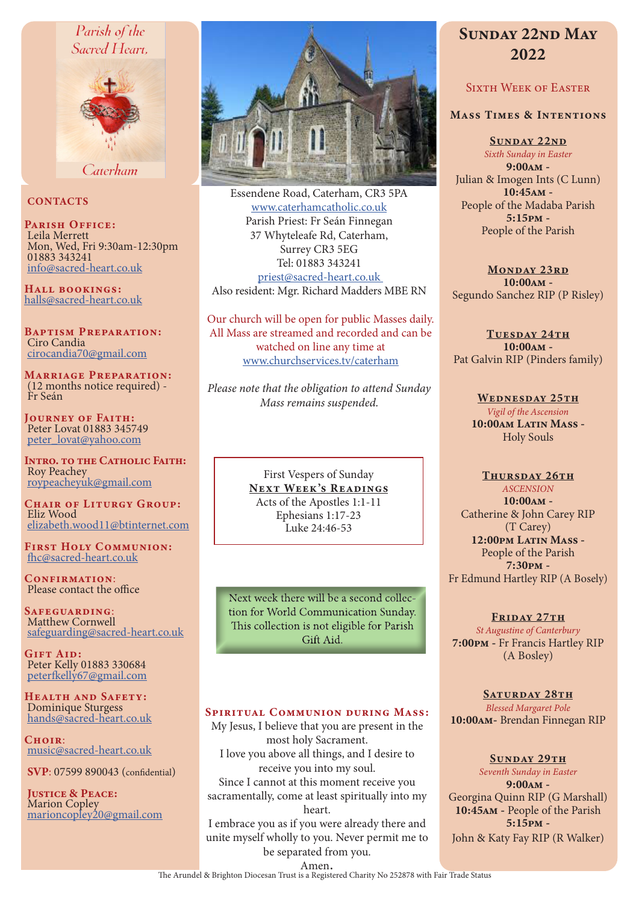Parish of the Sacred Heart, Caterham

## CONTACTS

**Parish Office:**
Leila Merrett
Mon, Wed, Fri 9:30am-12:30pm
01883 343241
info@sacred-heart.co.uk

**Hall bookings:**
halls@sacred-heart.co.uk

**Baptism Preparation:**
Ciro Candia
cirocandia70@gmail.com

**Marriage Preparation:**
(12 months notice required) - Fr Seán

**Journey of Faith:**
Peter Lovat 01883 345749
peter_lovat@yahoo.com

**Intro. to the Catholic Faith:**
Roy Peachey
roypeacheyuk@gmail.com

**Chair of Liturgy Group:**
Eliz Wood
elizabeth.wood11@btinternet.com

**First Holy Communion:**
fhc@sacred-heart.co.uk

**Confirmation:**
Please contact the office

**Safeguarding:**
Matthew Cornwell
safeguarding@sacred-heart.co.uk

**Gift Aid:**
Peter Kelly 01883 330684
peterfkelly67@gmail.com

**Health and Safety:**
Dominique Sturgess
hands@sacred-heart.co.uk

**Choir:**
music@sacred-heart.co.uk

**SVP:** 07599 890043 (confidential)

**Justice & Peace:**
Marion Copley
marioncopley20@gmail.com

Essendene Road, Caterham, CR3 5PA
www.caterhamcatholic.co.uk
Parish Priest: Fr Seán Finnegan
37 Whyteleafe Rd, Caterham,
Surrey CR3 5EG
Tel: 01883 343241
priest@sacred-heart.co.uk
Also resident: Mgr. Richard Madders MBE RN

Our church will be open for public Masses daily. All Mass are streamed and recorded and can be watched on line any time at www.churchservices.tv/caterham

*Please note that the obligation to attend Sunday Mass remains suspended.*

First Vespers of Sunday
**Next Week's Readings**
Acts of the Apostles 1:1-11
Ephesians 1:17-23
Luke 24:46-53

Next week there will be a second collection for World Communication Sunday. This collection is not eligible for Parish Gift Aid.

### Spiritual Communion during Mass:

My Jesus, I believe that you are present in the most holy Sacrament.
I love you above all things, and I desire to receive you into my soul.
Since I cannot at this moment receive you sacramentally, come at least spiritually into my heart.
I embrace you as if you were already there and unite myself wholly to you. Never permit me to be separated from you.
Amen.

# Sunday 22nd May 2022

## Sixth Week of Easter

### Mass Times & Intentions

**Sunday 22nd**
*Sixth Sunday in Easter*
**9:00am** - Julian & Imogen Ints (C Lunn)
**10:45am** - People of the Madaba Parish
**5:15pm** - People of the Parish

**Monday 23rd**
**10:00am** - Segundo Sanchez RIP (P Risley)

**Tuesday 24th**
**10:00am** - Pat Galvin RIP (Pinders family)

**Wednesday 25th**
*Vigil of the Ascension*
**10:00am Latin Mass** - Holy Souls

**Thursday 26th**
*ASCENSION*
**10:00am** - Catherine & John Carey RIP (T Carey)
**12:00pm Latin Mass** - People of the Parish
**7:30pm** - Fr Edmund Hartley RIP (A Bosely)

**Friday 27th**
*St Augustine of Canterbury*
**7:00pm** - Fr Francis Hartley RIP (A Bosley)

**Saturday 28th**
*Blessed Margaret Pole*
**10:00am**- Brendan Finnegan RIP

**Sunday 29th**
*Seventh Sunday in Easter*
**9:00am** - Georgina Quinn RIP (G Marshall)
**10:45am** - People of the Parish
**5:15pm** - John & Katy Fay RIP (R Walker)

The Arundel & Brighton Diocesan Trust is a Registered Charity No 252878 with Fair Trade Status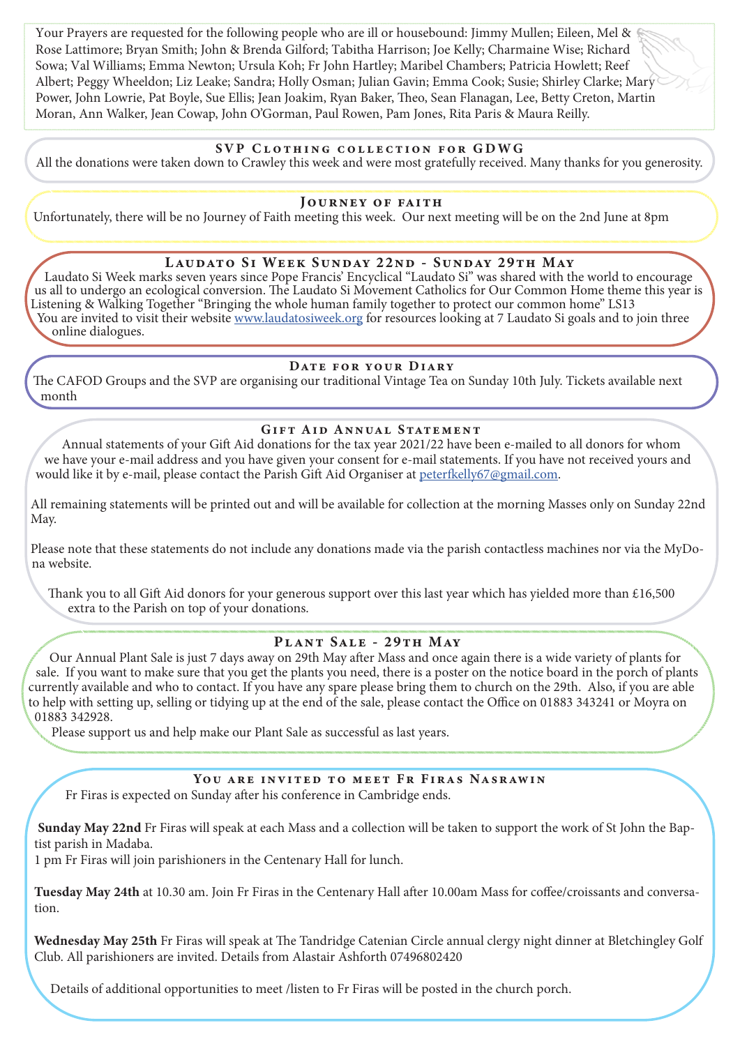Your Prayers are requested for the following people who are ill or housebound: Jimmy Mullen; Eileen, Mel & Rose Lattimore; Bryan Smith; John & Brenda Gilford; Tabitha Harrison; Joe Kelly; Charmaine Wise; Richard Sowa; Val Williams; Emma Newton; Ursula Koh; Fr John Hartley; Maribel Chambers; Patricia Howlett; Reef Albert; Peggy Wheeldon; Liz Leake; Sandra; Holly Osman; Julian Gavin; Emma Cook; Susie; Shirley Clarke; Mary Power, John Lowrie, Pat Boyle, Sue Ellis; Jean Joakim, Ryan Baker, Theo, Sean Flanagan, Lee, Betty Creton, Martin Moran, Ann Walker, Jean Cowap, John O'Gorman, Paul Rowen, Pam Jones, Rita Paris & Maura Reilly.

## SVP Clothing collection for GDWG

All the donations were taken down to Crawley this week and were most gratefully received. Many thanks for you generosity.

## Journey of faith

Unfortunately, there will be no Journey of Faith meeting this week. Our next meeting will be on the 2nd June at 8pm

## Laudato Si Week Sunday 22nd - Sunday 29th May

Laudato Si Week marks seven years since Pope Francis' Encyclical "Laudato Si" was shared with the world to encourage us all to undergo an ecological conversion. The Laudato Si Movement Catholics for Our Common Home theme this year is Listening & Walking Together "Bringing the whole human family together to protect our common home" LS13

You are invited to visit their website www.laudatosiweek.org for resources looking at 7 Laudato Si goals and to join three online dialogues.

## Date for your Diary

The CAFOD Groups and the SVP are organising our traditional Vintage Tea on Sunday 10th July. Tickets available next month

## Gift Aid Annual Statement

Annual statements of your Gift Aid donations for the tax year 2021/22 have been e-mailed to all donors for whom we have your e-mail address and you have given your consent for e-mail statements. If you have not received yours and would like it by e-mail, please contact the Parish Gift Aid Organiser at peterfkelly67@gmail.com.

All remaining statements will be printed out and will be available for collection at the morning Masses only on Sunday 22nd May.

Please note that these statements do not include any donations made via the parish contactless machines nor via the MyDona website.

Thank you to all Gift Aid donors for your generous support over this last year which has yielded more than £16,500 extra to the Parish on top of your donations.

## Plant Sale - 29th May

Our Annual Plant Sale is just 7 days away on 29th May after Mass and once again there is a wide variety of plants for sale. If you want to make sure that you get the plants you need, there is a poster on the notice board in the porch of plants currently available and who to contact. If you have any spare please bring them to church on the 29th. Also, if you are able to help with setting up, selling or tidying up at the end of the sale, please contact the Office on 01883 343241 or Moyra on 01883 342928.

Please support us and help make our Plant Sale as successful as last years.

## You are invited to meet Fr Firas Nasrawin

Fr Firas is expected on Sunday after his conference in Cambridge ends.

**Sunday May 22nd** Fr Firas will speak at each Mass and a collection will be taken to support the work of St John the Baptist parish in Madaba.
1 pm Fr Firas will join parishioners in the Centenary Hall for lunch.

**Tuesday May 24th** at 10.30 am. Join Fr Firas in the Centenary Hall after 10.00am Mass for coffee/croissants and conversation.

**Wednesday May 25th** Fr Firas will speak at The Tandridge Catenian Circle annual clergy night dinner at Bletchingley Golf Club. All parishioners are invited. Details from Alastair Ashforth 07496802420

Details of additional opportunities to meet /listen to Fr Firas will be posted in the church porch.